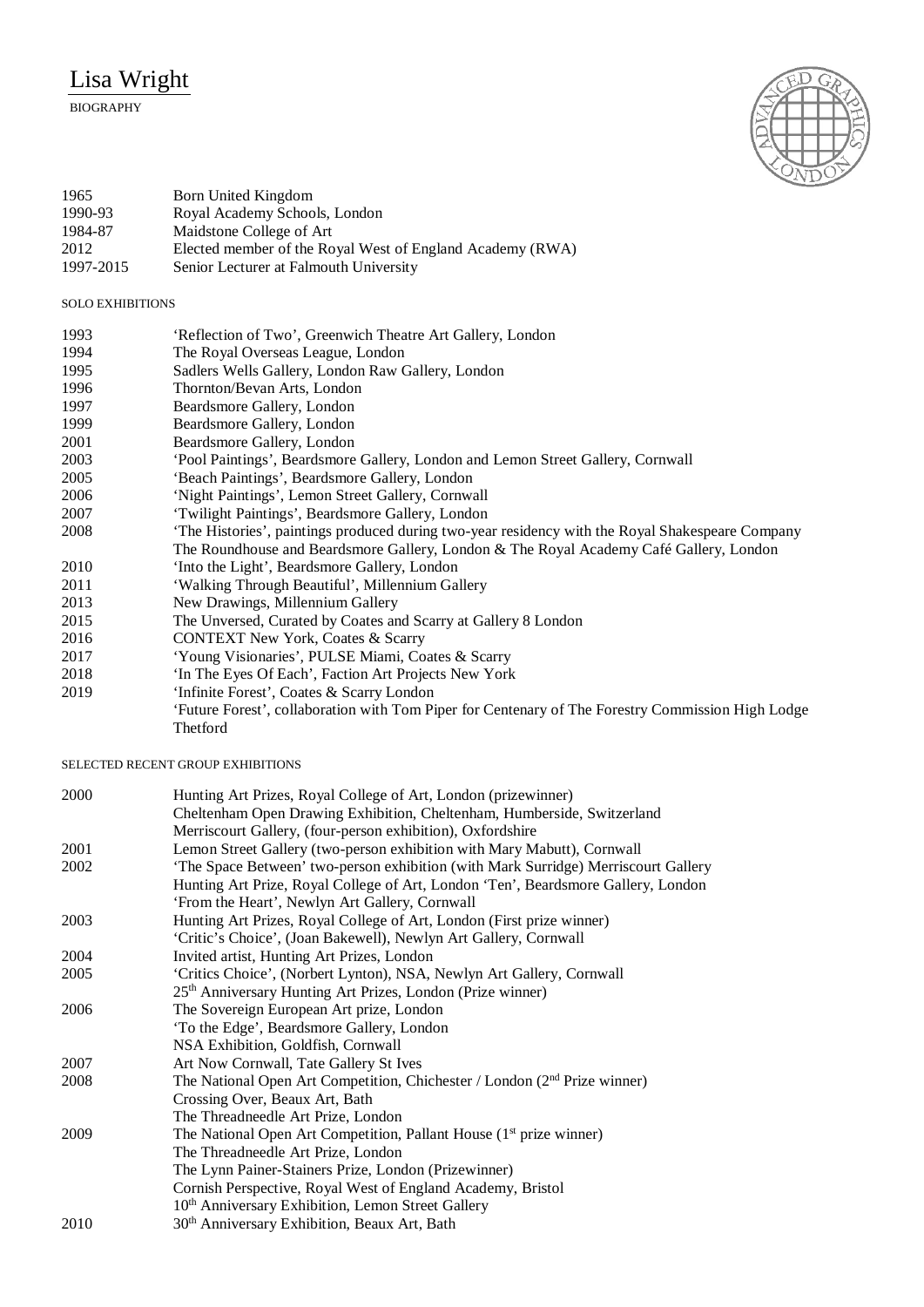# Lisa Wright

BIOGRAPHY

| | |
|---|---|
| 1965 | Born United Kingdom |
| 1990-93 | Royal Academy Schools, London |
| 1984-87 | Maidstone College of Art |
| 2012 | Elected member of the Royal West of England Academy (RWA) |
| 1997-2015 | Senior Lecturer at Falmouth University |

## SOLO EXHIBITIONS

| | |
|---|---|
| 1993 | 'Reflection of Two', Greenwich Theatre Art Gallery, London |
| 1994 | The Royal Overseas League, London |
| 1995 | Sadlers Wells Gallery, London Raw Gallery, London |
| 1996 | Thornton/Bevan Arts, London |
| 1997 | Beardsmore Gallery, London |
| 1999 | Beardsmore Gallery, London |
| 2001 | Beardsmore Gallery, London |
| 2003 | 'Pool Paintings', Beardsmore Gallery, London and Lemon Street Gallery, Cornwall |
| 2005 | 'Beach Paintings', Beardsmore Gallery, London |
| 2006 | 'Night Paintings', Lemon Street Gallery, Cornwall |
| 2007 | 'Twilight Paintings', Beardsmore Gallery, London |
| 2008 | 'The Histories', paintings produced during two-year residency with the Royal Shakespeare Company<br>The Roundhouse and Beardsmore Gallery, London & The Royal Academy Café Gallery, London |
| 2010 | 'Into the Light', Beardsmore Gallery, London |
| 2011 | 'Walking Through Beautiful', Millennium Gallery |
| 2013 | New Drawings, Millennium Gallery |
| 2015 | The Unversed, Curated by Coates and Scarry at Gallery 8 London |
| 2016 | CONTEXT New York, Coates & Scarry |
| 2017 | 'Young Visionaries', PULSE Miami, Coates & Scarry |
| 2018 | 'In The Eyes Of Each', Faction Art Projects New York |
| 2019 | 'Infinite Forest', Coates & Scarry London<br>'Future Forest', collaboration with Tom Piper for Centenary of The Forestry Commission High Lodge Thetford |

## SELECTED RECENT GROUP EXHIBITIONS

| | |
|---|---|
| 2000 | Hunting Art Prizes, Royal College of Art, London (prizewinner)<br>Cheltenham Open Drawing Exhibition, Cheltenham, Humberside, Switzerland<br>Merriscourt Gallery, (four-person exhibition), Oxfordshire |
| 2001 | Lemon Street Gallery (two-person exhibition with Mary Mabutt), Cornwall |
| 2002 | 'The Space Between' two-person exhibition (with Mark Surridge) Merriscourt Gallery<br>Hunting Art Prize, Royal College of Art, London 'Ten', Beardsmore Gallery, London<br>'From the Heart', Newlyn Art Gallery, Cornwall |
| 2003 | Hunting Art Prizes, Royal College of Art, London (First prize winner)<br>'Critic's Choice', (Joan Bakewell), Newlyn Art Gallery, Cornwall |
| 2004 | Invited artist, Hunting Art Prizes, London |
| 2005 | 'Critics Choice', (Norbert Lynton), NSA, Newlyn Art Gallery, Cornwall<br>25th Anniversary Hunting Art Prizes, London (Prize winner) |
| 2006 | The Sovereign European Art prize, London<br>'To the Edge', Beardsmore Gallery, London<br>NSA Exhibition, Goldfish, Cornwall |
| 2007 | Art Now Cornwall, Tate Gallery St Ives |
| 2008 | The National Open Art Competition, Chichester / London (2nd Prize winner)<br>Crossing Over, Beaux Art, Bath<br>The Threadneedle Art Prize, London |
| 2009 | The National Open Art Competition, Pallant House (1st prize winner)<br>The Threadneedle Art Prize, London<br>The Lynn Painer-Stainers Prize, London (Prizewinner)<br>Cornish Perspective, Royal West of England Academy, Bristol<br>10th Anniversary Exhibition, Lemon Street Gallery |
| 2010 | 30th Anniversary Exhibition, Beaux Art, Bath |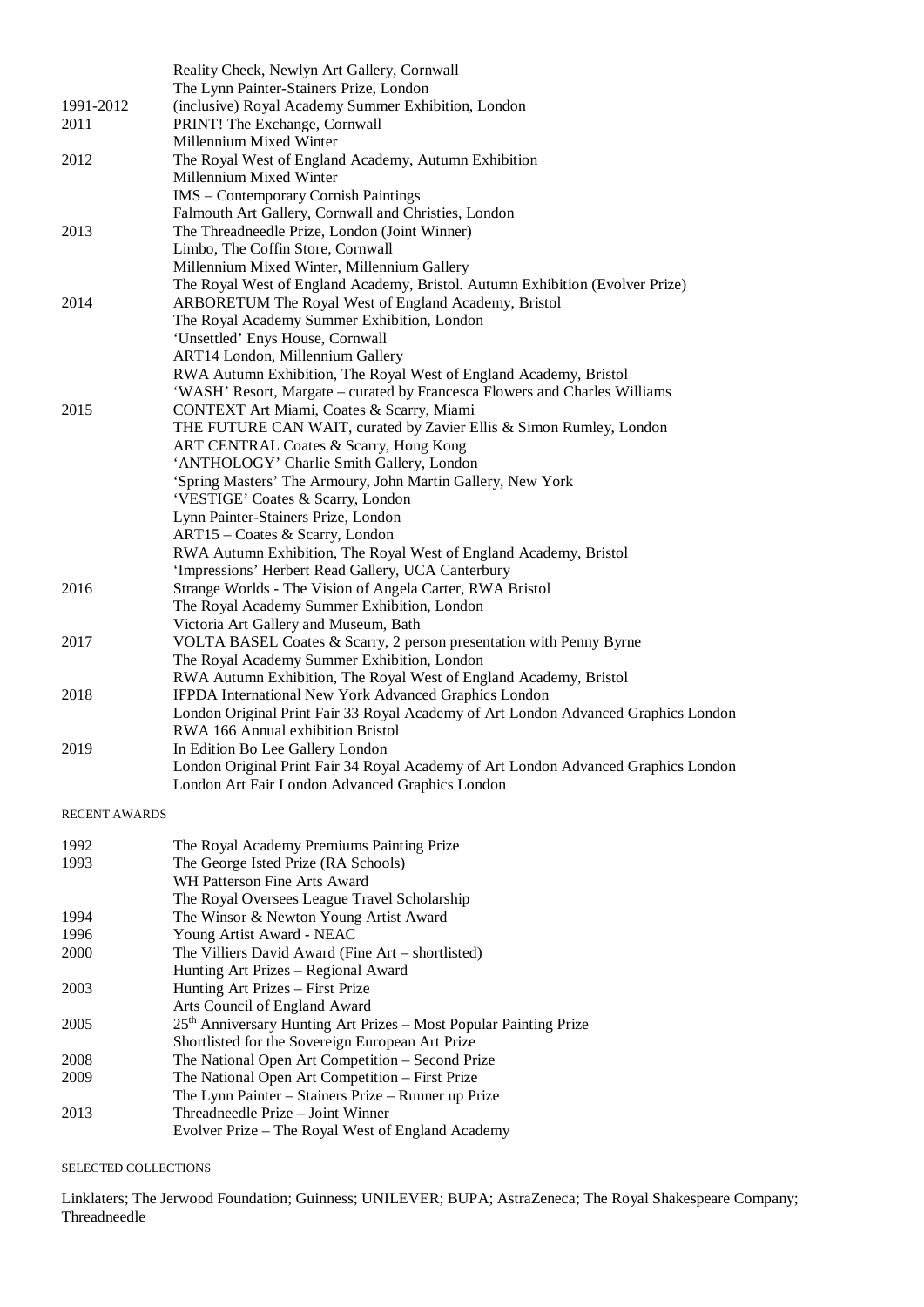| | |
|---|---|
| | Reality Check, Newlyn Art Gallery, Cornwall |
| | The Lynn Painter-Stainers Prize, London |
| 1991-2012 | (inclusive) Royal Academy Summer Exhibition, London |
| 2011 | PRINT! The Exchange, Cornwall |
| | Millennium Mixed Winter |
| 2012 | The Royal West of England Academy, Autumn Exhibition |
| | Millennium Mixed Winter |
| | IMS – Contemporary Cornish Paintings |
| | Falmouth Art Gallery, Cornwall and Christies, London |
| 2013 | The Threadneedle Prize, London (Joint Winner) |
| | Limbo, The Coffin Store, Cornwall |
| | Millennium Mixed Winter, Millennium Gallery |
| | The Royal West of England Academy, Bristol. Autumn Exhibition (Evolver Prize) |
| 2014 | ARBORETUM The Royal West of England Academy, Bristol |
| | The Royal Academy Summer Exhibition, London |
| | 'Unsettled' Enys House, Cornwall |
| | ART14 London, Millennium Gallery |
| | RWA Autumn Exhibition, The Royal West of England Academy, Bristol |
| | 'WASH' Resort, Margate – curated by Francesca Flowers and Charles Williams |
| 2015 | CONTEXT Art Miami, Coates & Scarry, Miami |
| | THE FUTURE CAN WAIT, curated by Zavier Ellis & Simon Rumley, London |
| | ART CENTRAL Coates & Scarry, Hong Kong |
| | 'ANTHOLOGY' Charlie Smith Gallery, London |
| | 'Spring Masters' The Armoury, John Martin Gallery, New York |
| | 'VESTIGE' Coates & Scarry, London |
| | Lynn Painter-Stainers Prize, London |
| | ART15 – Coates & Scarry, London |
| | RWA Autumn Exhibition, The Royal West of England Academy, Bristol |
| | 'Impressions' Herbert Read Gallery, UCA Canterbury |
| 2016 | Strange Worlds - The Vision of Angela Carter, RWA Bristol |
| | The Royal Academy Summer Exhibition, London |
| | Victoria Art Gallery and Museum, Bath |
| 2017 | VOLTA BASEL Coates & Scarry, 2 person presentation with Penny Byrne |
| | The Royal Academy Summer Exhibition, London |
| | RWA Autumn Exhibition, The Royal West of England Academy, Bristol |
| 2018 | IFPDA International New York Advanced Graphics London |
| | London Original Print Fair 33 Royal Academy of Art London Advanced Graphics London |
| | RWA 166 Annual exhibition Bristol |
| 2019 | In Edition Bo Lee Gallery London |
| | London Original Print Fair 34 Royal Academy of Art London Advanced Graphics London |
| | London Art Fair London Advanced Graphics London |

RECENT AWARDS

| | |
|---|---|
| 1992 | The Royal Academy Premiums Painting Prize |
| 1993 | The George Isted Prize (RA Schools) |
| | WH Patterson Fine Arts Award |
| | The Royal Oversees League Travel Scholarship |
| 1994 | The Winsor & Newton Young Artist Award |
| 1996 | Young Artist Award - NEAC |
| 2000 | The Villiers David Award (Fine Art – shortlisted) |
| | Hunting Art Prizes – Regional Award |
| 2003 | Hunting Art Prizes – First Prize |
| | Arts Council of England Award |
| 2005 | 25th Anniversary Hunting Art Prizes – Most Popular Painting Prize |
| | Shortlisted for the Sovereign European Art Prize |
| 2008 | The National Open Art Competition – Second Prize |
| 2009 | The National Open Art Competition – First Prize |
| | The Lynn Painter – Stainers Prize – Runner up Prize |
| 2013 | Threadneedle Prize – Joint Winner |
| | Evolver Prize – The Royal West of England Academy |

SELECTED COLLECTIONS

Linklaters; The Jerwood Foundation; Guinness; UNILEVER; BUPA; AstraZeneca; The Royal Shakespeare Company; Threadneedle